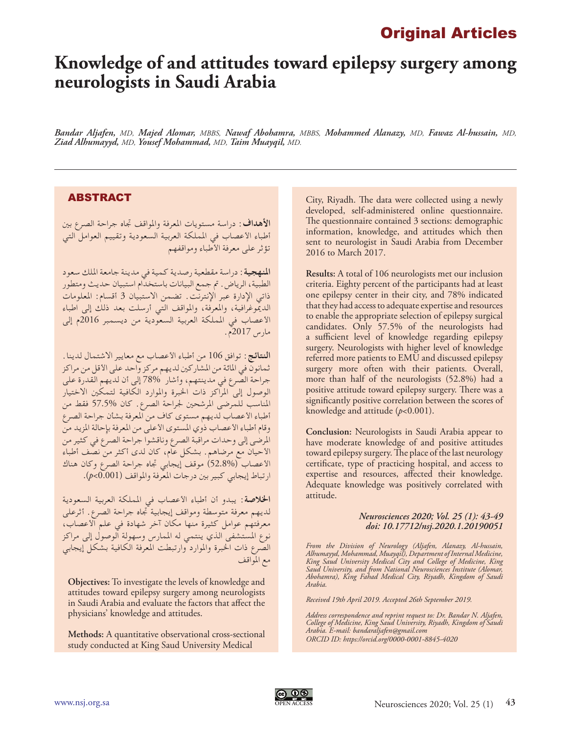# Knowledge of and attitudes toward epilepsy surgery among neurologists in Saudi Arabia

*Bandar Aljafen, MD, Majed Alomar, MBBS, Nawaf Abohamra, MBBS, Mohammed Alanazy, MD, Fawaz Al-hussain, MD, Ziad Alhumayyd, MD, Yousef Mohammad, MD, Taim Muayqil, MD.*

## ABSTRACT

**الأهداف:** دراسة مستويات المعرفة والمواقف تجاه جراحة الصرع بين أطباء الأعصاب في المملكة العربية السعودية وتقييم العوامل التي تؤثر على معرفة الأطباء ومواقفهم

**المنهجية:** دراسة مقطعية رصدية كمية في مدينة جامعة الملك سعود الطبية، الرياض. تم جمع البيانات باستخدام استبيان حديث ومتطور ذاتي الإدارة عبر الإنترنت. تضمن الاستبيان 3 أقسام: المعلومات الديموغرافية، والمعرفة، والمواقف التي أرسلت بعد ذلك إلى اطباء الأعصاب في المملكة العربية السعودية من ديسمبر 2016م إلى مارس 2017م.

**النتائج:** توافق 106 من أطباء الأعصاب مع معايير الاشتمال لدينا. ثمانون في المائة من المشاركين لديهم مركز واحد على الأقل من مراكز جراحة الصرع في مدينتهم، وأشار 78% إلى أن لديهم القدرة على الوصول إلى المراكز ذات الخبرة والموارد الكافية لتمكين الاختيار المناسب للمرضى المرشحين لجراحة الصرع. كان 57.5% فقط من أطباء الأعصاب لديهم مستوى كاف من المعرفة بشأن جراحة الصرع وقام أطباء الأعصاب ذوي المستوى الأعلى من المعرفة بإحالة المزيد من المرضى إلى وحدات مراقبة الصرع وناقشوا جراحة الصرع في كثير من الأحيان مع مرضاهم. بشكل عام، كان لدى أكثر من نصف أطباء الأعصاب (52.8%) موقف إيجابي تجاه جراحة الصرع وكان هناك ارتباط إيجابي كبير بين درجات المعرفة والمواقف ($p<0.001$).

**الخلاصة:** يبدو أن أطباء الأعصاب في المملكة العربية السعودية لديهم معرفة متوسطة ومواقف إيجابية تجاه جراحة الصرع. أثرعلى معرفتهم عوامل كثيرة منها مكان آخر شهادة في علم الأعصاب، نوع المستشفى الذي ينتمي له الممارس وسهولة الوصول إلى مراكز الصرع ذات الخبرة والموارد وارتبطت المعرفة الكافية بشكل إيجابي مع المواقف

**Objectives:** To investigate the levels of knowledge and attitudes toward epilepsy surgery among neurologists in Saudi Arabia and evaluate the factors that affect the physicians' knowledge and attitudes.

**Methods:** A quantitative observational cross-sectional study conducted at King Saud University Medical City, Riyadh. The data were collected using a newly developed, self-administered online questionnaire. The questionnaire contained 3 sections: demographic information, knowledge, and attitudes which then sent to neurologist in Saudi Arabia from December 2016 to March 2017.

**Results:** A total of 106 neurologists met our inclusion criteria. Eighty percent of the participants had at least one epilepsy center in their city, and 78% indicated that they had access to adequate expertise and resources to enable the appropriate selection of epilepsy surgical candidates. Only 57.5% of the neurologists had a sufficient level of knowledge regarding epilepsy surgery. Neurologists with higher level of knowledge referred more patients to EMU and discussed epilepsy surgery more often with their patients. Overall, more than half of the neurologists (52.8%) had a positive attitude toward epilepsy surgery. There was a significantly positive correlation between the scores of knowledge and attitude ($p<0.001$).

**Conclusion:** Neurologists in Saudi Arabia appear to have moderate knowledge of and positive attitudes toward epilepsy surgery. The place of the last neurology certificate, type of practicing hospital, and access to expertise and resources, affected their knowledge. Adequate knowledge was positively correlated with attitude.

*Neurosciences 2020; Vol. 25 (1): 43-49*
*doi: 10.17712/nsj.2020.1.20190051*

*From the Division of Neurology (Aljafen, Alanazy, Al-hussain, Alhumayyd, Mohammad, Muayqil), Department of Internal Medicine, King Saud University Medical City and College of Medicine, King Saud University, and from National Neurosciences Institute (Alomar, Abohamra), King Fahad Medical City, Riyadh, Kingdom of Saudi Arabia.*

*Received 19th April 2019. Accepted 26th September 2019.*

*Address correspondence and reprint request to: Dr. Bandar N. Aljafen, College of Medicine, King Saud University, Riyadh, Kingdom of Saudi Arabia. E-mail: bandaraljafen@gmail.com*
*ORCID ID: https://orcid.org/0000-0001-8845-4020*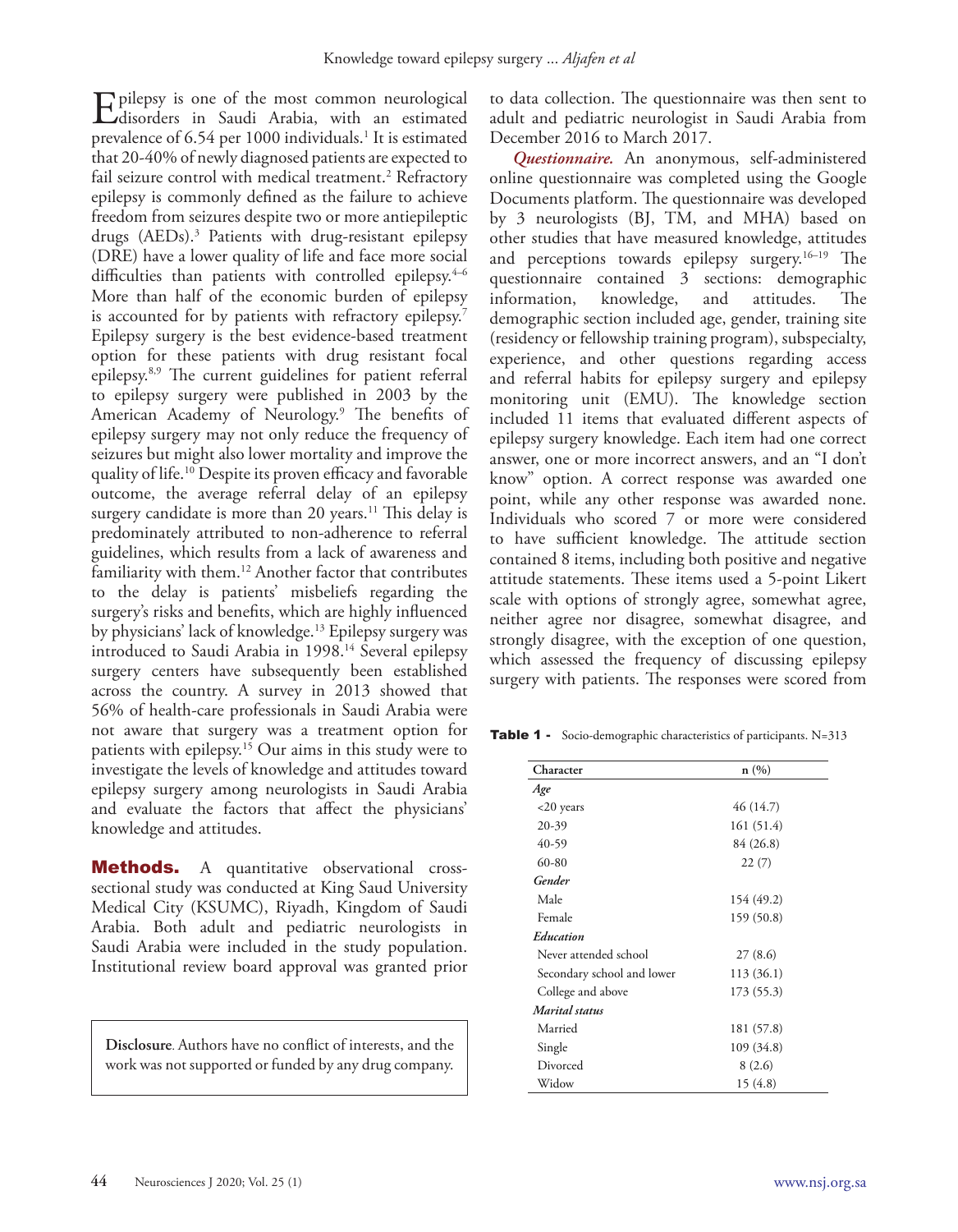Epilepsy is one of the most common neurological disorders in Saudi Arabia, with an estimated prevalence of 6.54 per 1000 individuals.[1] It is estimated that 20-40% of newly diagnosed patients are expected to fail seizure control with medical treatment.[2] Refractory epilepsy is commonly defined as the failure to achieve freedom from seizures despite two or more antiepileptic drugs (AEDs).[3] Patients with drug-resistant epilepsy (DRE) have a lower quality of life and face more social difficulties than patients with controlled epilepsy.[4–6] More than half of the economic burden of epilepsy is accounted for by patients with refractory epilepsy.[7] Epilepsy surgery is the best evidence-based treatment option for these patients with drug resistant focal epilepsy.[8,9] The current guidelines for patient referral to epilepsy surgery were published in 2003 by the American Academy of Neurology.[9] The benefits of epilepsy surgery may not only reduce the frequency of seizures but might also lower mortality and improve the quality of life.[10] Despite its proven efficacy and favorable outcome, the average referral delay of an epilepsy surgery candidate is more than 20 years.[11] This delay is predominately attributed to non-adherence to referral guidelines, which results from a lack of awareness and familiarity with them.[12] Another factor that contributes to the delay is patients' misbeliefs regarding the surgery's risks and benefits, which are highly influenced by physicians' lack of knowledge.[13] Epilepsy surgery was introduced to Saudi Arabia in 1998.[14] Several epilepsy surgery centers have subsequently been established across the country. A survey in 2013 showed that 56% of health-care professionals in Saudi Arabia were not aware that surgery was a treatment option for patients with epilepsy.[15] Our aims in this study were to investigate the levels of knowledge and attitudes toward epilepsy surgery among neurologists in Saudi Arabia and evaluate the factors that affect the physicians' knowledge and attitudes.

## Methods.

A quantitative observational cross-sectional study was conducted at King Saud University Medical City (KSUMC), Riyadh, Kingdom of Saudi Arabia. Both adult and pediatric neurologists in Saudi Arabia were included in the study population. Institutional review board approval was granted prior to data collection. The questionnaire was then sent to adult and pediatric neurologist in Saudi Arabia from December 2016 to March 2017.

***Questionnaire.*** An anonymous, self-administered online questionnaire was completed using the Google Documents platform. The questionnaire was developed by 3 neurologists (BJ, TM, and MHA) based on other studies that have measured knowledge, attitudes and perceptions towards epilepsy surgery.[16–19] The questionnaire contained 3 sections: demographic information, knowledge, and attitudes. The demographic section included age, gender, training site (residency or fellowship training program), subspecialty, experience, and other questions regarding access and referral habits for epilepsy surgery and epilepsy monitoring unit (EMU). The knowledge section included 11 items that evaluated different aspects of epilepsy surgery knowledge. Each item had one correct answer, one or more incorrect answers, and an "I don't know" option. A correct response was awarded one point, while any other response was awarded none. Individuals who scored 7 or more were considered to have sufficient knowledge. The attitude section contained 8 items, including both positive and negative attitude statements. These items used a 5-point Likert scale with options of strongly agree, somewhat agree, neither agree nor disagree, somewhat disagree, and strongly disagree, with the exception of one question, which assessed the frequency of discussing epilepsy surgery with patients. The responses were scored from

**Table 1 -** Socio-demographic characteristics of participants. N=313

| Character | n (%) |
|---|---|
| ***Age*** | |
| <20 years | 46 (14.7) |
| 20-39 | 161 (51.4) |
| 40-59 | 84 (26.8) |
| 60-80 | 22 (7) |
| ***Gender*** | |
| Male | 154 (49.2) |
| Female | 159 (50.8) |
| ***Education*** | |
| Never attended school | 27 (8.6) |
| Secondary school and lower | 113 (36.1) |
| College and above | 173 (55.3) |
| ***Marital status*** | |
| Married | 181 (57.8) |
| Single | 109 (34.8) |
| Divorced | 8 (2.6) |
| Widow | 15 (4.8) |

**Disclosure**. Authors have no conflict of interests, and the work was not supported or funded by any drug company.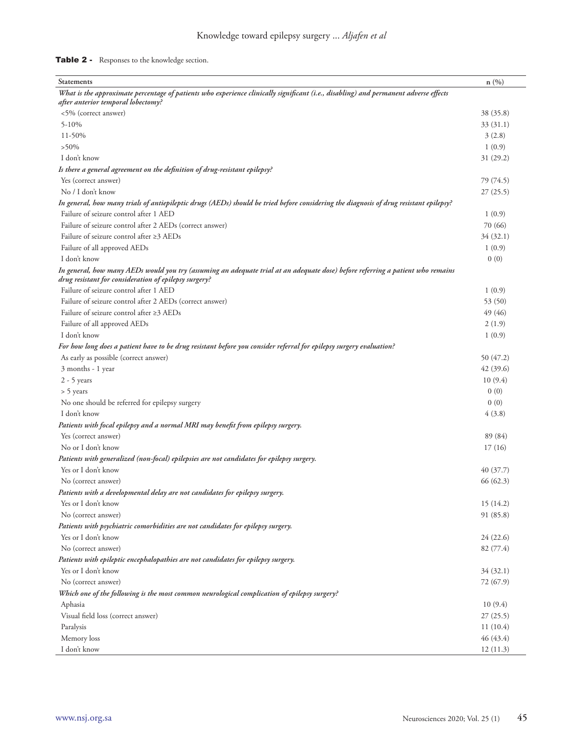**Table 2 -** Responses to the knowledge section.

| Statements | n (%) |
|---|---|
| ***What is the approximate percentage of patients who experience clinically significant (i.e., disabling) and permanent adverse effects after anterior temporal lobectomy?*** | |
| <5% (correct answer) | 38 (35.8) |
| 5-10% | 33 (31.1) |
| 11-50% | 3 (2.8) |
| >50% | 1 (0.9) |
| I don't know | 31 (29.2) |
| ***Is there a general agreement on the definition of drug-resistant epilepsy?*** | |
| Yes (correct answer) | 79 (74.5) |
| No / I don't know | 27 (25.5) |
| ***In general, how many trials of antiepileptic drugs (AEDs) should be tried before considering the diagnosis of drug resistant epilepsy?*** | |
| Failure of seizure control after 1 AED | 1 (0.9) |
| Failure of seizure control after 2 AEDs (correct answer) | 70 (66) |
| Failure of seizure control after ≥3 AEDs | 34 (32.1) |
| Failure of all approved AEDs | 1 (0.9) |
| I don't know | 0 (0) |
| ***In general, how many AEDs would you try (assuming an adequate trial at an adequate dose) before referring a patient who remains drug resistant for consideration of epilepsy surgery?*** | |
| Failure of seizure control after 1 AED | 1 (0.9) |
| Failure of seizure control after 2 AEDs (correct answer) | 53 (50) |
| Failure of seizure control after ≥3 AEDs | 49 (46) |
| Failure of all approved AEDs | 2 (1.9) |
| I don't know | 1 (0.9) |
| ***For how long does a patient have to be drug resistant before you consider referral for epilepsy surgery evaluation?*** | |
| As early as possible (correct answer) | 50 (47.2) |
| 3 months - 1 year | 42 (39.6) |
| 2 - 5 years | 10 (9.4) |
| > 5 years | 0 (0) |
| No one should be referred for epilepsy surgery | 0 (0) |
| I don't know | 4 (3.8) |
| ***Patients with focal epilepsy and a normal MRI may benefit from epilepsy surgery.*** | |
| Yes (correct answer) | 89 (84) |
| No or I don't know | 17 (16) |
| ***Patients with generalized (non-focal) epilepsies are not candidates for epilepsy surgery.*** | |
| Yes or I don't know | 40 (37.7) |
| No (correct answer) | 66 (62.3) |
| ***Patients with a developmental delay are not candidates for epilepsy surgery.*** | |
| Yes or I don't know | 15 (14.2) |
| No (correct answer) | 91 (85.8) |
| ***Patients with psychiatric comorbidities are not candidates for epilepsy surgery.*** | |
| Yes or I don't know | 24 (22.6) |
| No (correct answer) | 82 (77.4) |
| ***Patients with epileptic encephalopathies are not candidates for epilepsy surgery.*** | |
| Yes or I don't know | 34 (32.1) |
| No (correct answer) | 72 (67.9) |
| ***Which one of the following is the most common neurological complication of epilepsy surgery?*** | |
| Aphasia | 10 (9.4) |
| Visual field loss (correct answer) | 27 (25.5) |
| Paralysis | 11 (10.4) |
| Memory loss | 46 (43.4) |
| I don't know | 12 (11.3) |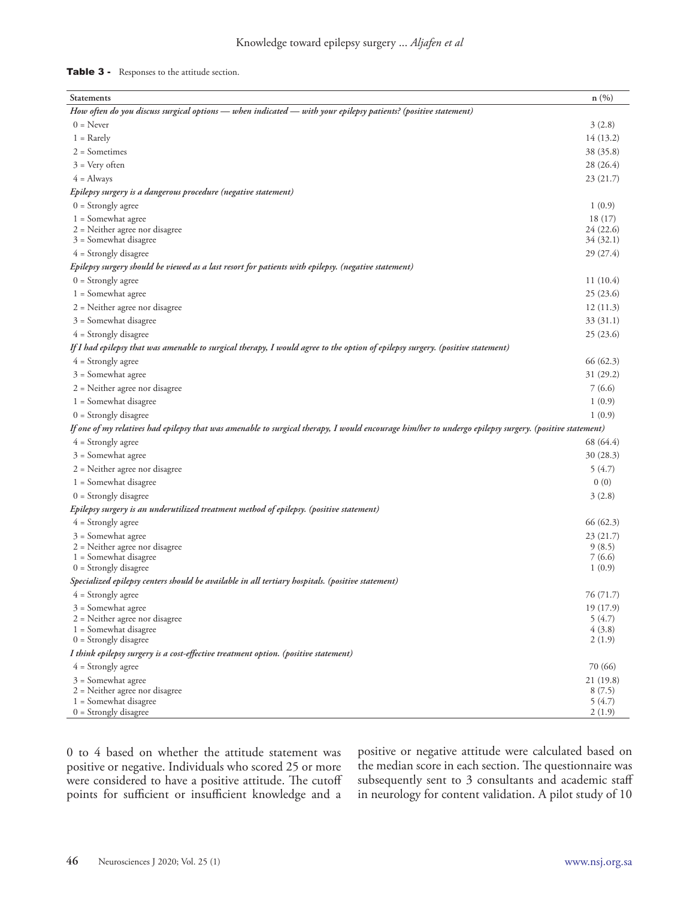**Table 3 -** Responses to the attitude section.

| Statements | n (%) |
|---|---|
| *How often do you discuss surgical options — when indicated — with your epilepsy patients? (positive statement)* | |
| 0 = Never | 3 (2.8) |
| 1 = Rarely | 14 (13.2) |
| 2 = Sometimes | 38 (35.8) |
| 3 = Very often | 28 (26.4) |
| 4 = Always | 23 (21.7) |
| *Epilepsy surgery is a dangerous procedure (negative statement)* | |
| 0 = Strongly agree | 1 (0.9) |
| 1 = Somewhat agree | 18 (17) |
| 2 = Neither agree nor disagree | 24 (22.6) |
| 3 = Somewhat disagree | 34 (32.1) |
| 4 = Strongly disagree | 29 (27.4) |
| *Epilepsy surgery should be viewed as a last resort for patients with epilepsy. (negative statement)* | |
| 0 = Strongly agree | 11 (10.4) |
| 1 = Somewhat agree | 25 (23.6) |
| 2 = Neither agree nor disagree | 12 (11.3) |
| 3 = Somewhat disagree | 33 (31.1) |
| 4 = Strongly disagree | 25 (23.6) |
| *If I had epilepsy that was amenable to surgical therapy, I would agree to the option of epilepsy surgery. (positive statement)* | |
| 4 = Strongly agree | 66 (62.3) |
| 3 = Somewhat agree | 31 (29.2) |
| 2 = Neither agree nor disagree | 7 (6.6) |
| 1 = Somewhat disagree | 1 (0.9) |
| 0 = Strongly disagree | 1 (0.9) |
| *If one of my relatives had epilepsy that was amenable to surgical therapy, I would encourage him/her to undergo epilepsy surgery. (positive statement)* | |
| 4 = Strongly agree | 68 (64.4) |
| 3 = Somewhat agree | 30 (28.3) |
| 2 = Neither agree nor disagree | 5 (4.7) |
| 1 = Somewhat disagree | 0 (0) |
| 0 = Strongly disagree | 3 (2.8) |
| *Epilepsy surgery is an underutilized treatment method of epilepsy. (positive statement)* | |
| 4 = Strongly agree | 66 (62.3) |
| 3 = Somewhat agree | 23 (21.7) |
| 2 = Neither agree nor disagree | 9 (8.5) |
| 1 = Somewhat disagree | 7 (6.6) |
| 0 = Strongly disagree | 1 (0.9) |
| *Specialized epilepsy centers should be available in all tertiary hospitals. (positive statement)* | |
| 4 = Strongly agree | 76 (71.7) |
| 3 = Somewhat agree | 19 (17.9) |
| 2 = Neither agree nor disagree | 5 (4.7) |
| 1 = Somewhat disagree | 4 (3.8) |
| 0 = Strongly disagree | 2 (1.9) |
| *I think epilepsy surgery is a cost-effective treatment option. (positive statement)* | |
| 4 = Strongly agree | 70 (66) |
| 3 = Somewhat agree | 21 (19.8) |
| 2 = Neither agree nor disagree | 8 (7.5) |
| 1 = Somewhat disagree | 5 (4.7) |
| 0 = Strongly disagree | 2 (1.9) |

0 to 4 based on whether the attitude statement was positive or negative. Individuals who scored 25 or more were considered to have a positive attitude. The cutoff points for sufficient or insufficient knowledge and a positive or negative attitude were calculated based on the median score in each section. The questionnaire was subsequently sent to 3 consultants and academic staff in neurology for content validation. A pilot study of 10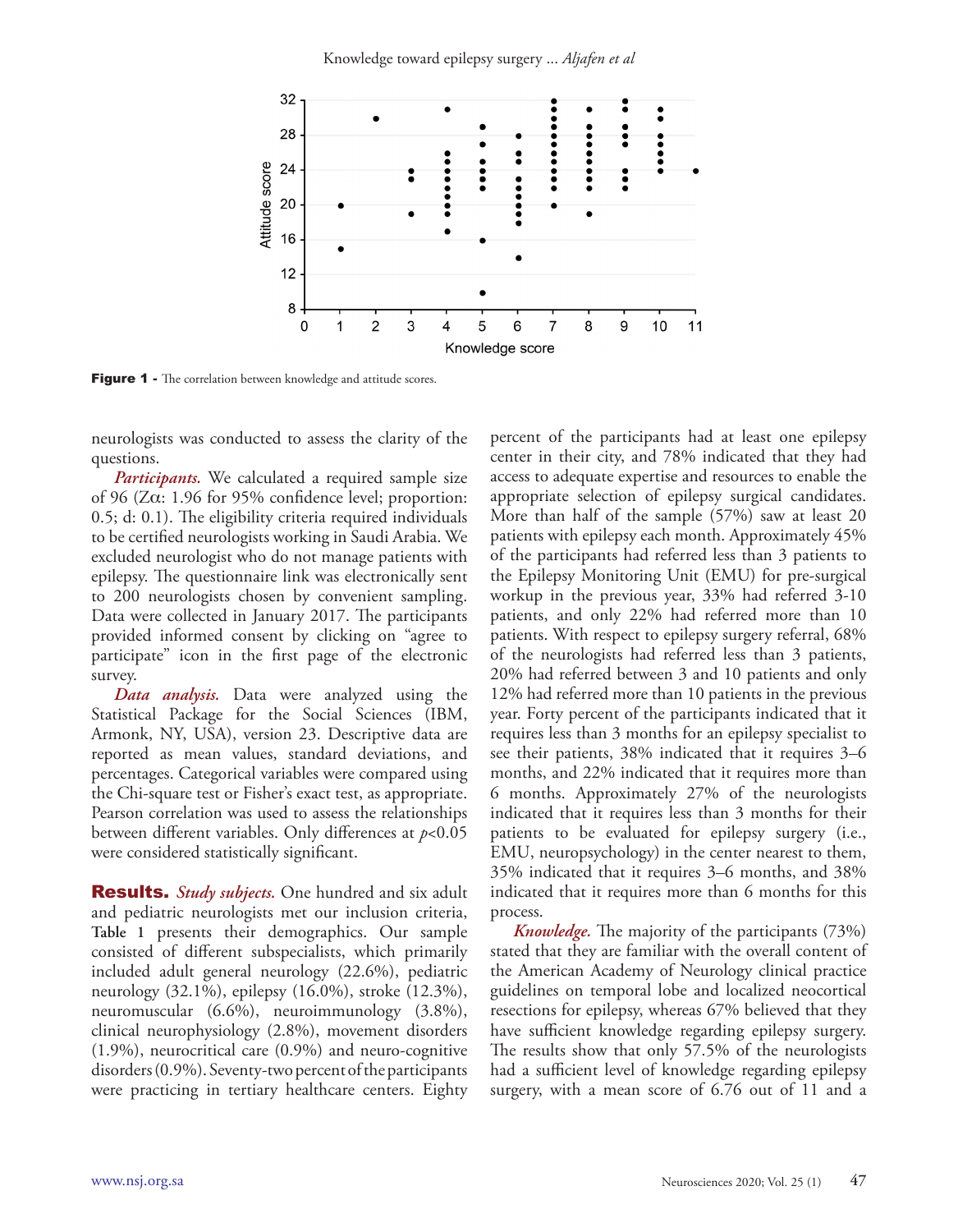**Figure 1 -** The correlation between knowledge and attitude scores.

neurologists was conducted to assess the clarity of the questions.

***Participants.*** We calculated a required sample size of 96 (Zα: 1.96 for 95% confidence level; proportion: 0.5; d: 0.1). The eligibility criteria required individuals to be certified neurologists working in Saudi Arabia. We excluded neurologist who do not manage patients with epilepsy. The questionnaire link was electronically sent to 200 neurologists chosen by convenient sampling. Data were collected in January 2017. The participants provided informed consent by clicking on "agree to participate" icon in the first page of the electronic survey.

***Data analysis.*** Data were analyzed using the Statistical Package for the Social Sciences (IBM, Armonk, NY, USA), version 23. Descriptive data are reported as mean values, standard deviations, and percentages. Categorical variables were compared using the Chi-square test or Fisher's exact test, as appropriate. Pearson correlation was used to assess the relationships between different variables. Only differences at $p<0.05$ were considered statistically significant.

**Results.** ***Study subjects.*** One hundred and six adult and pediatric neurologists met our inclusion criteria, **Table 1** presents their demographics. Our sample consisted of different subspecialists, which primarily included adult general neurology (22.6%), pediatric neurology (32.1%), epilepsy (16.0%), stroke (12.3%), neuromuscular (6.6%), neuroimmunology (3.8%), clinical neurophysiology (2.8%), movement disorders (1.9%), neurocritical care (0.9%) and neuro-cognitive disorders (0.9%). Seventy-two percent of the participants were practicing in tertiary healthcare centers. Eighty percent of the participants had at least one epilepsy center in their city, and 78% indicated that they had access to adequate expertise and resources to enable the appropriate selection of epilepsy surgical candidates. More than half of the sample (57%) saw at least 20 patients with epilepsy each month. Approximately 45% of the participants had referred less than 3 patients to the Epilepsy Monitoring Unit (EMU) for pre-surgical workup in the previous year, 33% had referred 3-10 patients, and only 22% had referred more than 10 patients. With respect to epilepsy surgery referral, 68% of the neurologists had referred less than 3 patients, 20% had referred between 3 and 10 patients and only 12% had referred more than 10 patients in the previous year. Forty percent of the participants indicated that it requires less than 3 months for an epilepsy specialist to see their patients, 38% indicated that it requires 3–6 months, and 22% indicated that it requires more than 6 months. Approximately 27% of the neurologists indicated that it requires less than 3 months for their patients to be evaluated for epilepsy surgery (i.e., EMU, neuropsychology) in the center nearest to them, 35% indicated that it requires 3–6 months, and 38% indicated that it requires more than 6 months for this process.

***Knowledge.*** The majority of the participants (73%) stated that they are familiar with the overall content of the American Academy of Neurology clinical practice guidelines on temporal lobe and localized neocortical resections for epilepsy, whereas 67% believed that they have sufficient knowledge regarding epilepsy surgery. The results show that only 57.5% of the neurologists had a sufficient level of knowledge regarding epilepsy surgery, with a mean score of 6.76 out of 11 and a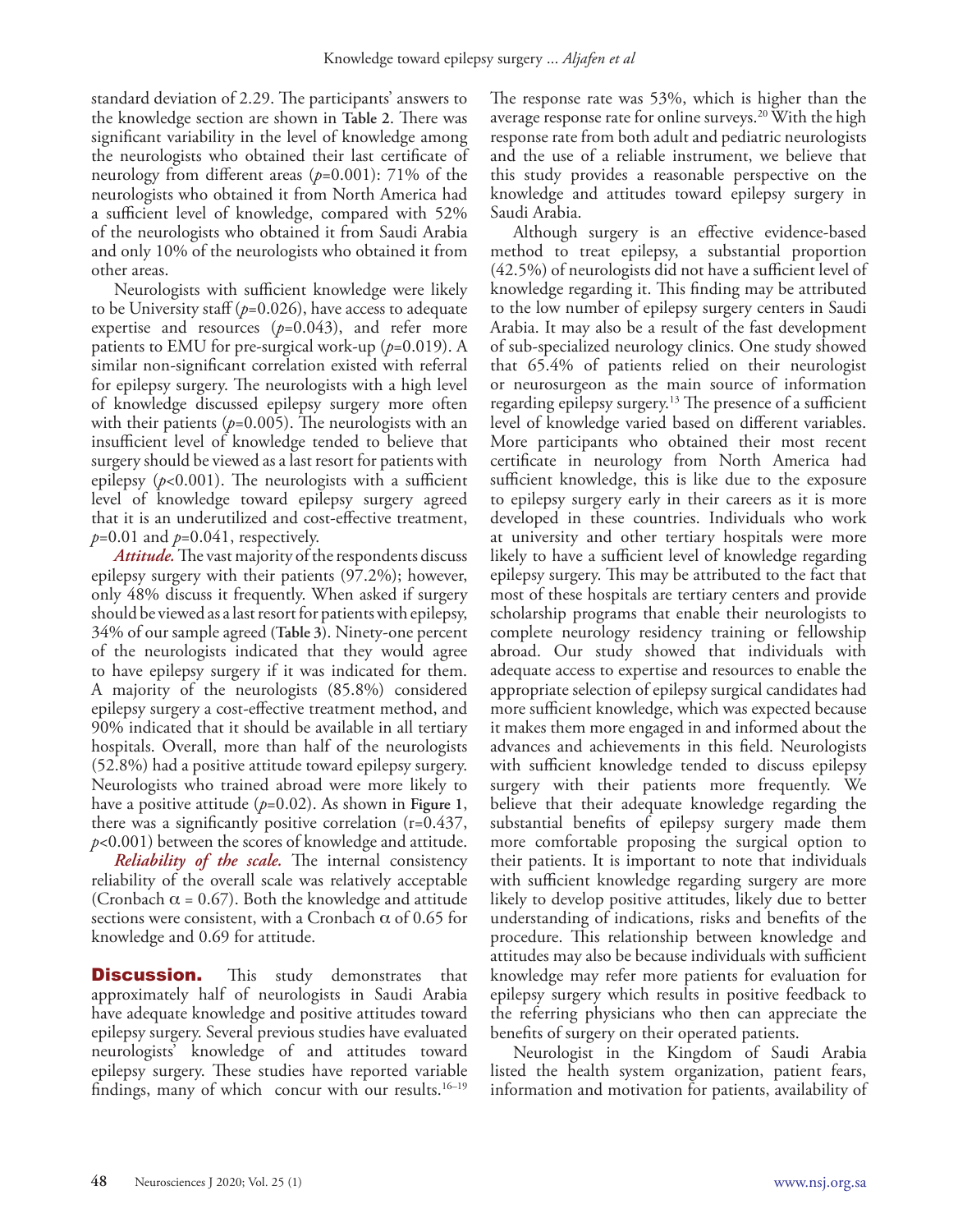standard deviation of 2.29. The participants' answers to the knowledge section are shown in **Table 2**. There was significant variability in the level of knowledge among the neurologists who obtained their last certificate of neurology from different areas ($p$=0.001): 71% of the neurologists who obtained it from North America had a sufficient level of knowledge, compared with 52% of the neurologists who obtained it from Saudi Arabia and only 10% of the neurologists who obtained it from other areas.

Neurologists with sufficient knowledge were likely to be University staff ($p$=0.026), have access to adequate expertise and resources ($p$=0.043), and refer more patients to EMU for pre-surgical work-up ($p$=0.019). A similar non-significant correlation existed with referral for epilepsy surgery. The neurologists with a high level of knowledge discussed epilepsy surgery more often with their patients ($p$=0.005). The neurologists with an insufficient level of knowledge tended to believe that surgery should be viewed as a last resort for patients with epilepsy ($p$<0.001). The neurologists with a sufficient level of knowledge toward epilepsy surgery agreed that it is an underutilized and cost-effective treatment, $p$=0.01 and $p$=0.041, respectively.

***Attitude.*** The vast majority of the respondents discuss epilepsy surgery with their patients (97.2%); however, only 48% discuss it frequently. When asked if surgery should be viewed as a last resort for patients with epilepsy, 34% of our sample agreed (**Table 3**). Ninety-one percent of the neurologists indicated that they would agree to have epilepsy surgery if it was indicated for them. A majority of the neurologists (85.8%) considered epilepsy surgery a cost-effective treatment method, and 90% indicated that it should be available in all tertiary hospitals. Overall, more than half of the neurologists (52.8%) had a positive attitude toward epilepsy surgery. Neurologists who trained abroad were more likely to have a positive attitude ($p$=0.02). As shown in **Figure 1**, there was a significantly positive correlation (r=0.437, $p$<0.001) between the scores of knowledge and attitude.

***Reliability of the scale.*** The internal consistency reliability of the overall scale was relatively acceptable (Cronbach $\alpha$ = 0.67). Both the knowledge and attitude sections were consistent, with a Cronbach $\alpha$ of 0.65 for knowledge and 0.69 for attitude.

## Discussion.

This study demonstrates that approximately half of neurologists in Saudi Arabia have adequate knowledge and positive attitudes toward epilepsy surgery. Several previous studies have evaluated neurologists' knowledge of and attitudes toward epilepsy surgery. These studies have reported variable findings, many of which concur with our results.[16–19] The response rate was 53%, which is higher than the average response rate for online surveys.[20] With the high response rate from both adult and pediatric neurologists and the use of a reliable instrument, we believe that this study provides a reasonable perspective on the knowledge and attitudes toward epilepsy surgery in Saudi Arabia.

Although surgery is an effective evidence-based method to treat epilepsy, a substantial proportion (42.5%) of neurologists did not have a sufficient level of knowledge regarding it. This finding may be attributed to the low number of epilepsy surgery centers in Saudi Arabia. It may also be a result of the fast development of sub-specialized neurology clinics. One study showed that 65.4% of patients relied on their neurologist or neurosurgeon as the main source of information regarding epilepsy surgery.[13] The presence of a sufficient level of knowledge varied based on different variables. More participants who obtained their most recent certificate in neurology from North America had sufficient knowledge, this is like due to the exposure to epilepsy surgery early in their careers as it is more developed in these countries. Individuals who work at university and other tertiary hospitals were more likely to have a sufficient level of knowledge regarding epilepsy surgery. This may be attributed to the fact that most of these hospitals are tertiary centers and provide scholarship programs that enable their neurologists to complete neurology residency training or fellowship abroad. Our study showed that individuals with adequate access to expertise and resources to enable the appropriate selection of epilepsy surgical candidates had more sufficient knowledge, which was expected because it makes them more engaged in and informed about the advances and achievements in this field. Neurologists with sufficient knowledge tended to discuss epilepsy surgery with their patients more frequently. We believe that their adequate knowledge regarding the substantial benefits of epilepsy surgery made them more comfortable proposing the surgical option to their patients. It is important to note that individuals with sufficient knowledge regarding surgery are more likely to develop positive attitudes, likely due to better understanding of indications, risks and benefits of the procedure. This relationship between knowledge and attitudes may also be because individuals with sufficient knowledge may refer more patients for evaluation for epilepsy surgery which results in positive feedback to the referring physicians who then can appreciate the benefits of surgery on their operated patients.

Neurologist in the Kingdom of Saudi Arabia listed the health system organization, patient fears, information and motivation for patients, availability of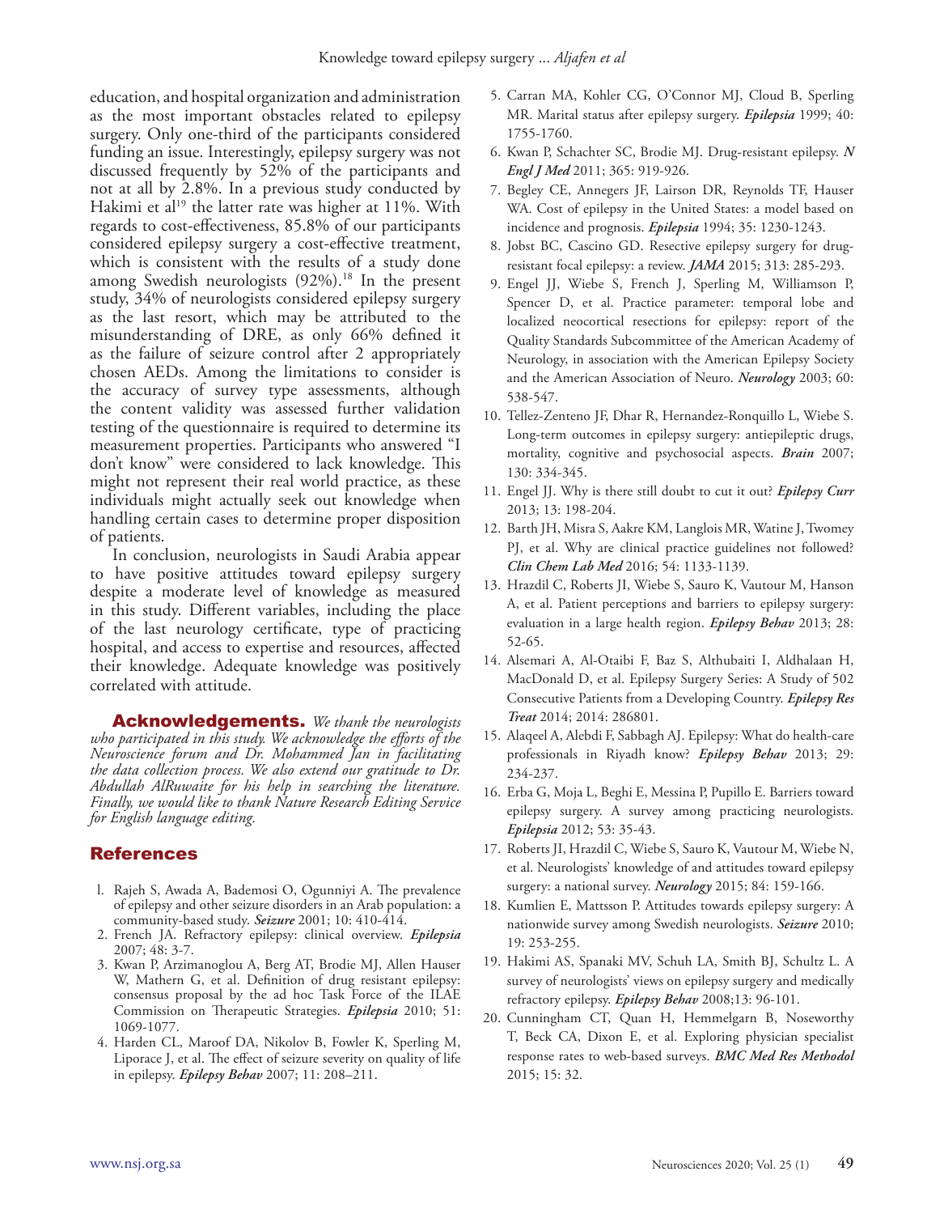education, and hospital organization and administration as the most important obstacles related to epilepsy surgery. Only one-third of the participants considered funding an issue. Interestingly, epilepsy surgery was not discussed frequently by 52% of the participants and not at all by 2.8%. In a previous study conducted by Hakimi et al[19] the latter rate was higher at 11%. With regards to cost-effectiveness, 85.8% of our participants considered epilepsy surgery a cost-effective treatment, which is consistent with the results of a study done among Swedish neurologists (92%).[18] In the present study, 34% of neurologists considered epilepsy surgery as the last resort, which may be attributed to the misunderstanding of DRE, as only 66% defined it as the failure of seizure control after 2 appropriately chosen AEDs. Among the limitations to consider is the accuracy of survey type assessments, although the content validity was assessed further validation testing of the questionnaire is required to determine its measurement properties. Participants who answered "I don't know" were considered to lack knowledge. This might not represent their real world practice, as these individuals might actually seek out knowledge when handling certain cases to determine proper disposition of patients.

In conclusion, neurologists in Saudi Arabia appear to have positive attitudes toward epilepsy surgery despite a moderate level of knowledge as measured in this study. Different variables, including the place of the last neurology certificate, type of practicing hospital, and access to expertise and resources, affected their knowledge. Adequate knowledge was positively correlated with attitude.

**Acknowledgements.** *We thank the neurologists who participated in this study. We acknowledge the efforts of the Neuroscience forum and Dr. Mohammed Jan in facilitating the data collection process. We also extend our gratitude to Dr. Abdullah AlRuwaite for his help in searching the literature. Finally, we would like to thank Nature Research Editing Service for English language editing.*

## References

1. Rajeh S, Awada A, Bademosi O, Ogunniyi A. The prevalence of epilepsy and other seizure disorders in an Arab population: a community-based study. ***Seizure*** 2001; 10: 410-414.
2. French JA. Refractory epilepsy: clinical overview. ***Epilepsia*** 2007; 48: 3-7.
3. Kwan P, Arzimanoglou A, Berg AT, Brodie MJ, Allen Hauser W, Mathern G, et al. Definition of drug resistant epilepsy: consensus proposal by the ad hoc Task Force of the ILAE Commission on Therapeutic Strategies. ***Epilepsia*** 2010; 51: 1069-1077.
4. Harden CL, Maroof DA, Nikolov B, Fowler K, Sperling M, Liporace J, et al. The effect of seizure severity on quality of life in epilepsy. ***Epilepsy Behav*** 2007; 11: 208–211.
5. Carran MA, Kohler CG, O'Connor MJ, Cloud B, Sperling MR. Marital status after epilepsy surgery. ***Epilepsia*** 1999; 40: 1755-1760.
6. Kwan P, Schachter SC, Brodie MJ. Drug-resistant epilepsy. ***N Engl J Med*** 2011; 365: 919-926.
7. Begley CE, Annegers JF, Lairson DR, Reynolds TF, Hauser WA. Cost of epilepsy in the United States: a model based on incidence and prognosis. ***Epilepsia*** 1994; 35: 1230-1243.
8. Jobst BC, Cascino GD. Resective epilepsy surgery for drug-resistant focal epilepsy: a review. ***JAMA*** 2015; 313: 285-293.
9. Engel JJ, Wiebe S, French J, Sperling M, Williamson P, Spencer D, et al. Practice parameter: temporal lobe and localized neocortical resections for epilepsy: report of the Quality Standards Subcommittee of the American Academy of Neurology, in association with the American Epilepsy Society and the American Association of Neuro. ***Neurology*** 2003; 60: 538-547.
10. Tellez-Zenteno JF, Dhar R, Hernandez-Ronquillo L, Wiebe S. Long-term outcomes in epilepsy surgery: antiepileptic drugs, mortality, cognitive and psychosocial aspects. ***Brain*** 2007; 130: 334-345.
11. Engel JJ. Why is there still doubt to cut it out? ***Epilepsy Curr*** 2013; 13: 198-204.
12. Barth JH, Misra S, Aakre KM, Langlois MR, Watine J, Twomey PJ, et al. Why are clinical practice guidelines not followed? ***Clin Chem Lab Med*** 2016; 54: 1133-1139.
13. Hrazdil C, Roberts JI, Wiebe S, Sauro K, Vautour M, Hanson A, et al. Patient perceptions and barriers to epilepsy surgery: evaluation in a large health region. ***Epilepsy Behav*** 2013; 28: 52-65.
14. Alsemari A, Al-Otaibi F, Baz S, Althubaiti I, Aldhalaan H, MacDonald D, et al. Epilepsy Surgery Series: A Study of 502 Consecutive Patients from a Developing Country. ***Epilepsy Res Treat*** 2014; 2014: 286801.
15. Alaqeel A, Alebdi F, Sabbagh AJ. Epilepsy: What do health-care professionals in Riyadh know? ***Epilepsy Behav*** 2013; 29: 234-237.
16. Erba G, Moja L, Beghi E, Messina P, Pupillo E. Barriers toward epilepsy surgery. A survey among practicing neurologists. ***Epilepsia*** 2012; 53: 35-43.
17. Roberts JI, Hrazdil C, Wiebe S, Sauro K, Vautour M, Wiebe N, et al. Neurologists' knowledge of and attitudes toward epilepsy surgery: a national survey. ***Neurology*** 2015; 84: 159-166.
18. Kumlien E, Mattsson P. Attitudes towards epilepsy surgery: A nationwide survey among Swedish neurologists. ***Seizure*** 2010; 19: 253-255.
19. Hakimi AS, Spanaki MV, Schuh LA, Smith BJ, Schultz L. A survey of neurologists' views on epilepsy surgery and medically refractory epilepsy. ***Epilepsy Behav*** 2008;13: 96-101.
20. Cunningham CT, Quan H, Hemmelgarn B, Noseworthy T, Beck CA, Dixon E, et al. Exploring physician specialist response rates to web-based surveys. ***BMC Med Res Methodol*** 2015; 15: 32.